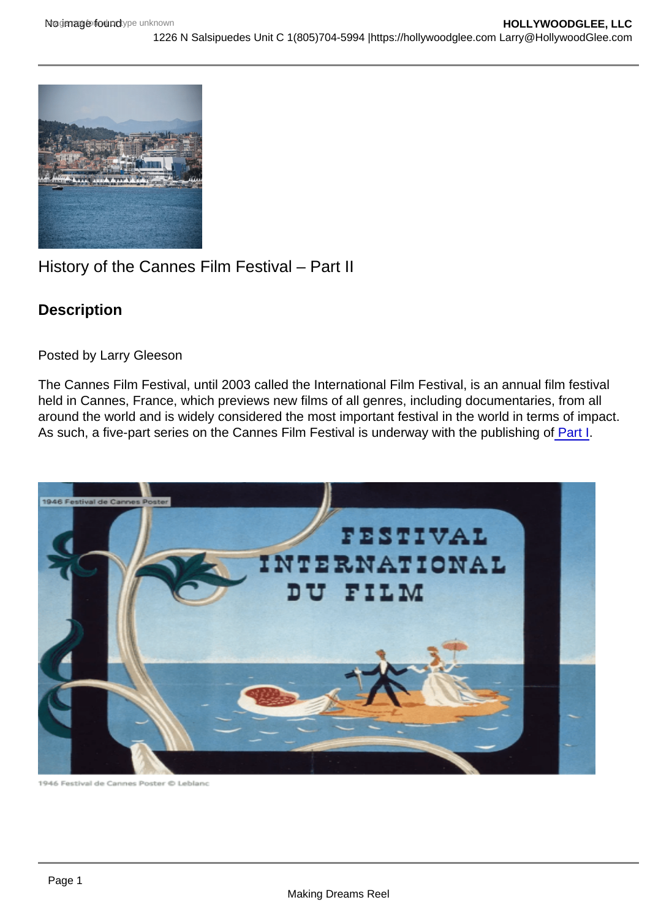History of the Cannes Film Festival – Part II

## Description

Posted by Larry Gleeson

The Cannes Film Festival, until 2003 called the International Film Festival, is an annual film festival held in Cannes, France, which previews new films of all genres, including documentaries, from all around the world and is widely considered the most important festival in the world in terms of impact. As such, a five-part series on the Cannes Film Festival is underway with the publishing of Part I.

1946 Festival de Cannes Poster © Leblanc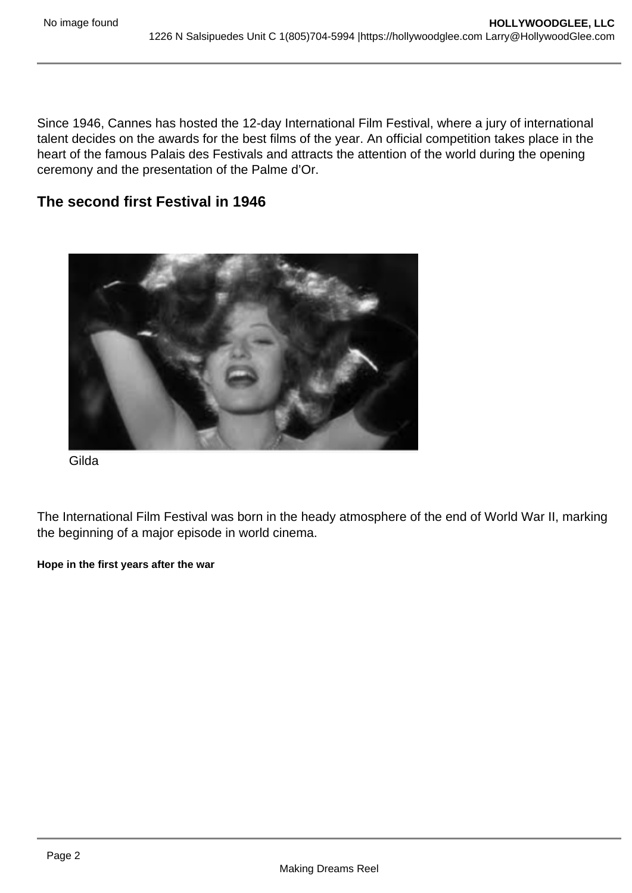Since 1946, Cannes has hosted the 12-day International Film Festival, where a jury of international talent decides on the awards for the best films of the year. An official competition takes place in the heart of the famous Palais des Festivals and attracts the attention of the world during the opening ceremony and the presentation of the Palme d'Or.

## The second first Festival in 1946

Gilda

The International Film Festival was born in the heady atmosphere of the end of World War II, marking the beginning of a major episode in world cinema.

#### Hope in the first years after the war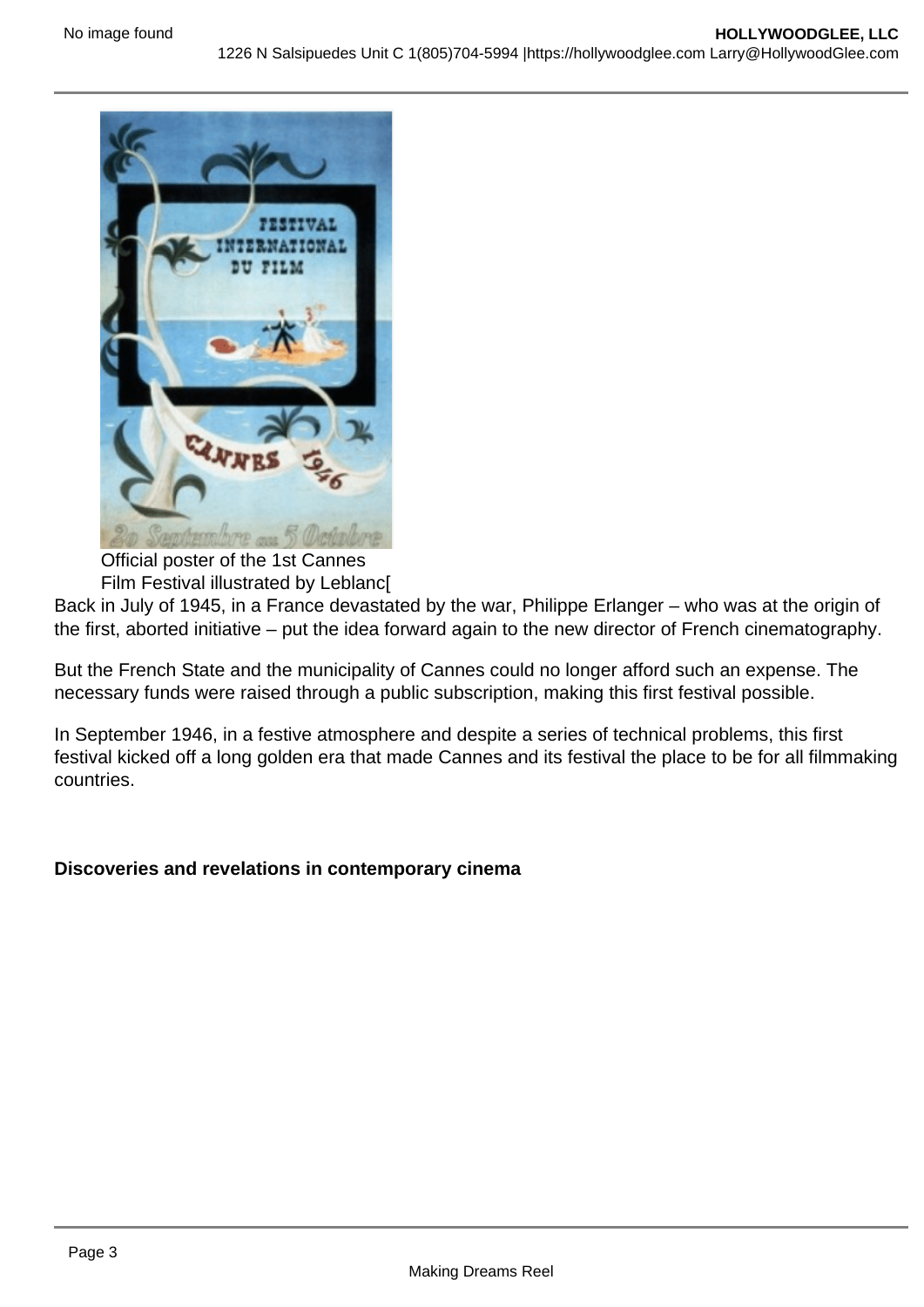Official poster of the 1st Cannes Film Festival illustrated by Leblanc[

Back in July of 1945, in a France devastated by the war, Philippe Erlanger – who was at the origin of the first, aborted initiative – put the idea forward again to the new director of French cinematography.

But the French State and the municipality of Cannes could no longer afford such an expense. The necessary funds were raised through a public subscription, making this first festival possible.

In September 1946, in a festive atmosphere and despite a series of technical problems, this first festival kicked off a long golden era that made Cannes and its festival the place to be for all filmmaking countries.

**Discoveries and revelations in contemporary cinema**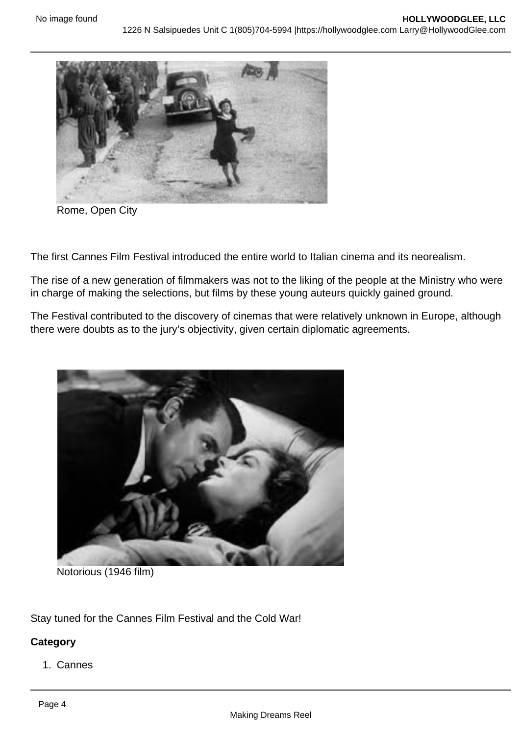Rome, Open City

The first Cannes Film Festival introduced the entire world to Italian cinema and its neorealism.

The rise of a new generation of filmmakers was not to the liking of the people at the Ministry who were in charge of making the selections, but films by these young auteurs quickly gained ground.

The Festival contributed to the discovery of cinemas that were relatively unknown in Europe, although there were doubts as to the jury's objectivity, given certain diplomatic agreements.

Notorious (1946 film)

Stay tuned for the Cannes Film Festival and the Cold War!

**Category**

1. Cannes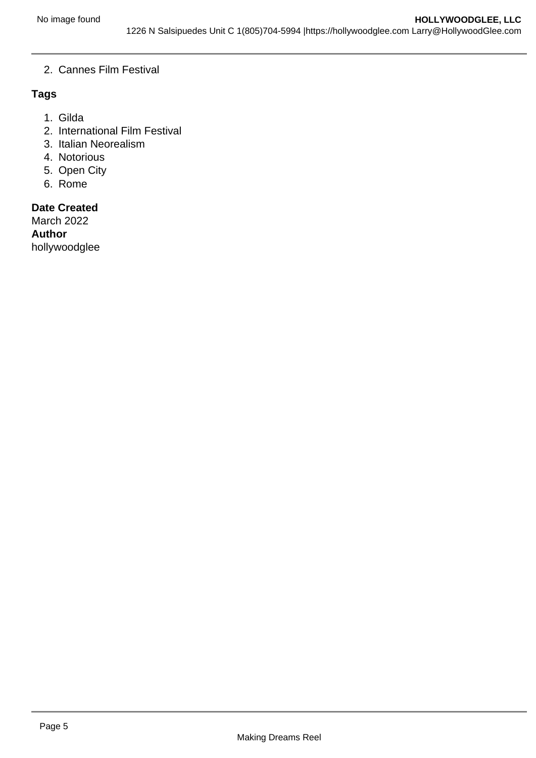2. Cannes Film Festival

**Tags**

1. Gilda
2. International Film Festival
3. Italian Neorealism
4. Notorious
5. Open City
6. Rome

**Date Created**
March 2022
**Author**
hollywoodglee